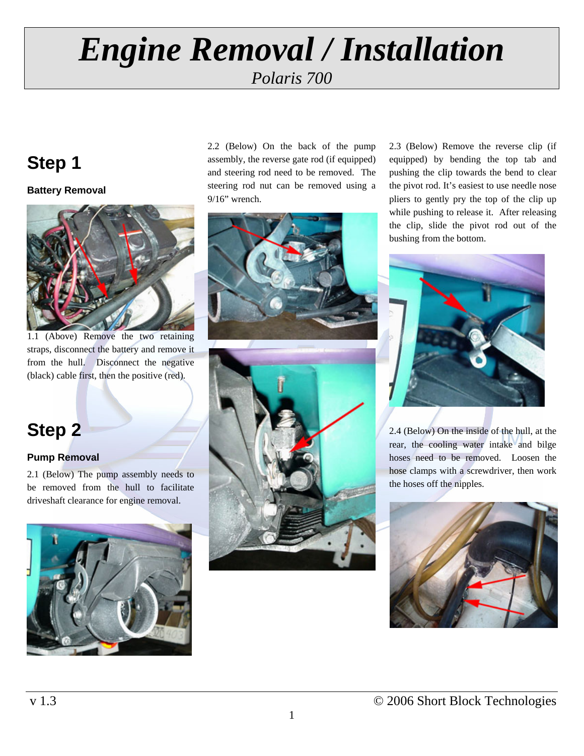# *Engine Removal / Installation*

*Polaris 700*

## Step 1

### Battery Removal

1.1 (Above) Remove the two retaining straps, disconnect the battery and remove it from the hull. Disconnect the negative (black) cable first, then the positive (red).

## Step 2

### Pump Removal

2.1 (Below) The pump assembly needs to be removed from the hull to facilitate driveshaft clearance for engine removal.

2.2 (Below) On the back of the pump assembly, the reverse gate rod (if equipped) and steering rod need to be removed. The steering rod nut can be removed using a 9/16" wrench.

2.3 (Below) Remove the reverse clip (if equipped) by bending the top tab and pushing the clip towards the bend to clear the pivot rod. It's easiest to use needle nose pliers to gently pry the top of the clip up while pushing to release it. After releasing the clip, slide the pivot rod out of the bushing from the bottom.

2.4 (Below) On the inside of the hull, at the rear, the cooling water intake and bilge hoses need to be removed. Loosen the hose clamps with a screwdriver, then work the hoses off the nipples.

v 1.3 © 2006 Short Block Technologies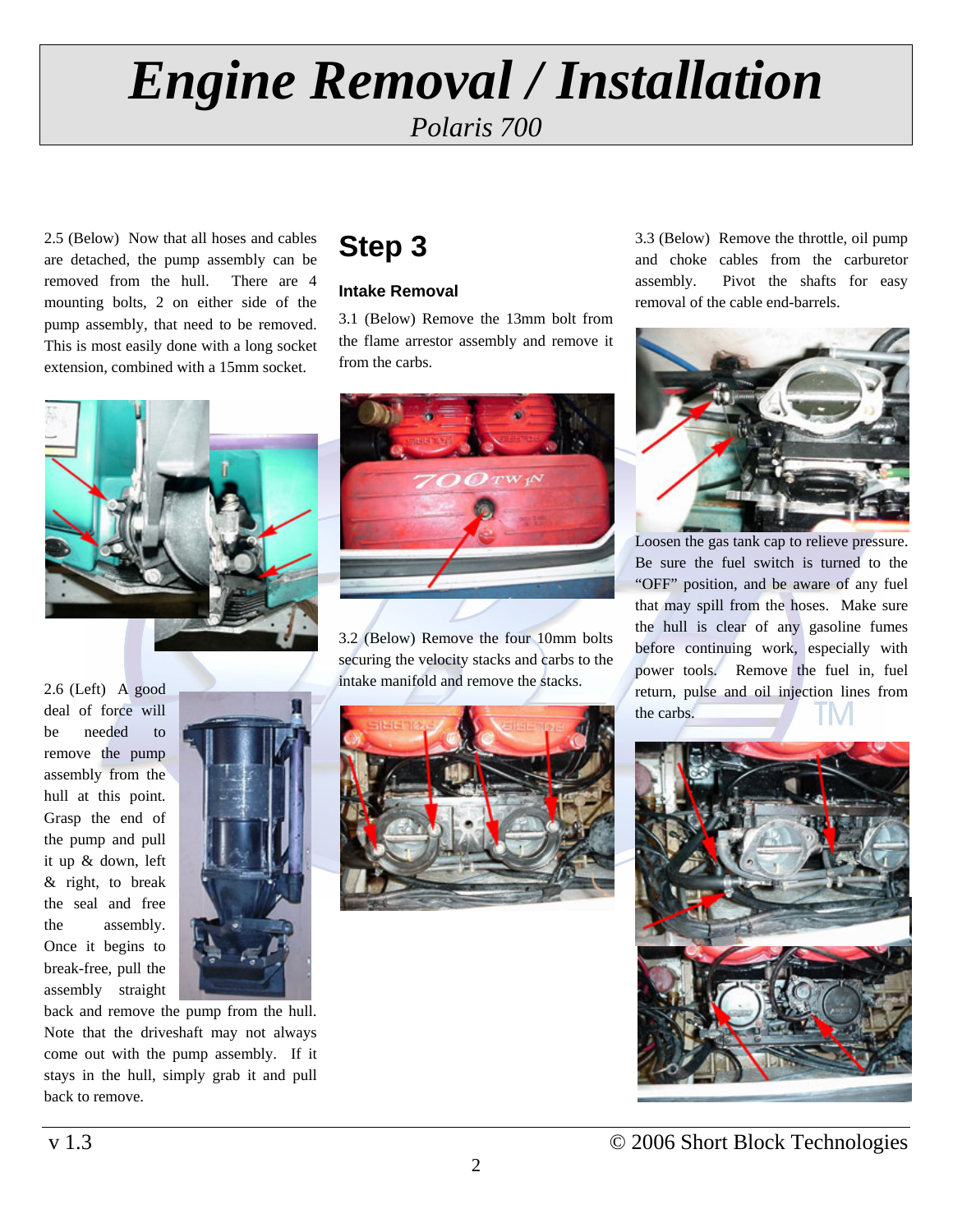# Engine Removal / Installation

*Polaris 700*

2.5 (Below) Now that all hoses and cables are detached, the pump assembly can be removed from the hull. There are 4 mounting bolts, 2 on either side of the pump assembly, that need to be removed. This is most easily done with a long socket extension, combined with a 15mm socket.

2.6 (Left) A good deal of force will be needed to remove the pump assembly from the hull at this point. Grasp the end of the pump and pull it up & down, left & right, to break the seal and free the assembly. Once it begins to break-free, pull the assembly straight back and remove the pump from the hull. Note that the driveshaft may not always come out with the pump assembly. If it stays in the hull, simply grab it and pull back to remove.

## Step 3

### Intake Removal

3.1 (Below) Remove the 13mm bolt from the flame arrestor assembly and remove it from the carbs.

3.2 (Below) Remove the four 10mm bolts securing the velocity stacks and carbs to the intake manifold and remove the stacks.

3.3 (Below) Remove the throttle, oil pump and choke cables from the carburetor assembly. Pivot the shafts for easy removal of the cable end-barrels.

Loosen the gas tank cap to relieve pressure. Be sure the fuel switch is turned to the “OFF” position, and be aware of any fuel that may spill from the hoses. Make sure the hull is clear of any gasoline fumes before continuing work, especially with power tools. Remove the fuel in, fuel return, pulse and oil injection lines from the carbs.

v 1.3 © 2006 Short Block Technologies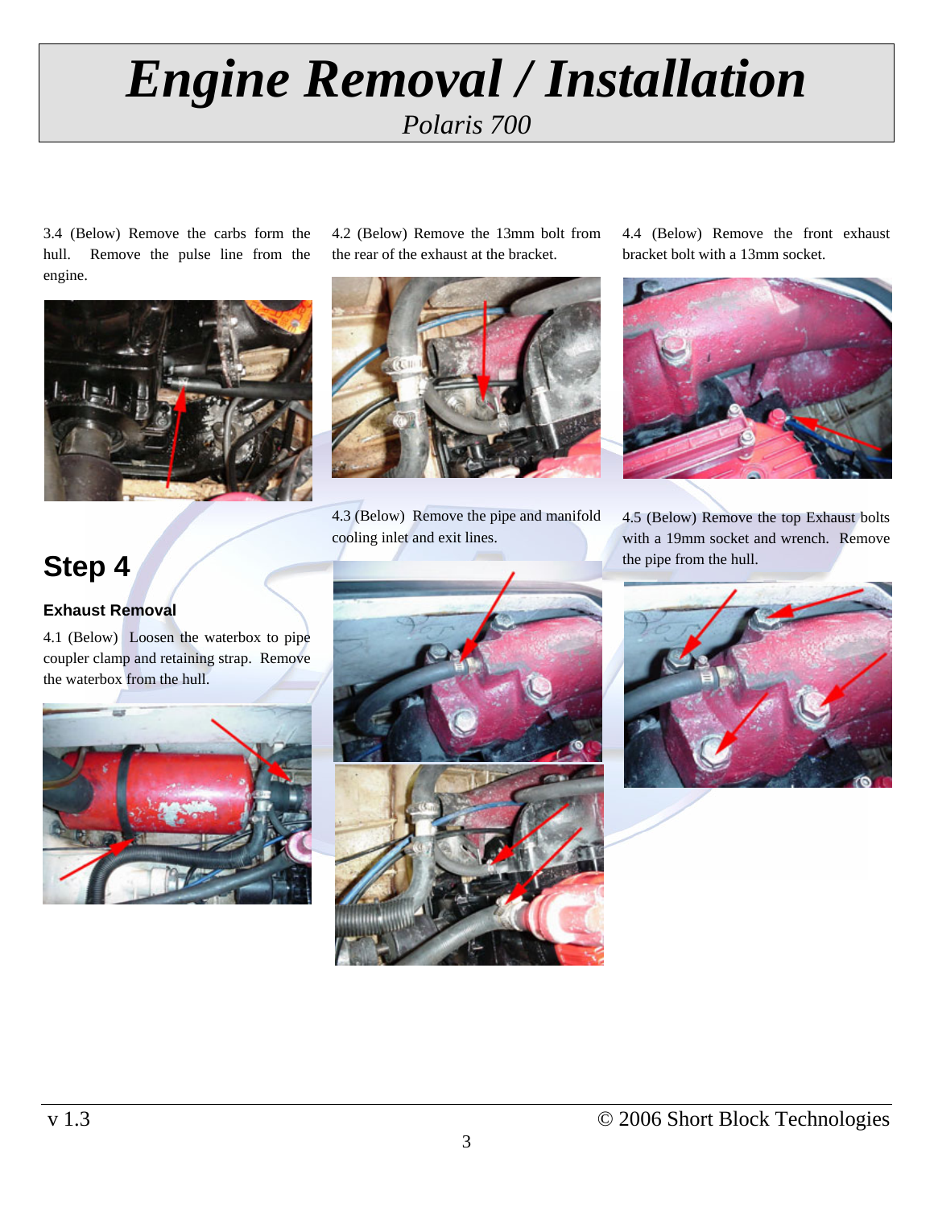# Engine Removal / Installation

*Polaris 700*

3.4 (Below) Remove the carbs form the hull. Remove the pulse line from the engine.

## Step 4

### Exhaust Removal

4.1 (Below) Loosen the waterbox to pipe coupler clamp and retaining strap. Remove the waterbox from the hull.

4.2 (Below) Remove the 13mm bolt from the rear of the exhaust at the bracket.

4.3 (Below) Remove the pipe and manifold cooling inlet and exit lines.

4.4 (Below) Remove the front exhaust bracket bolt with a 13mm socket.

4.5 (Below) Remove the top Exhaust bolts with a 19mm socket and wrench. Remove the pipe from the hull.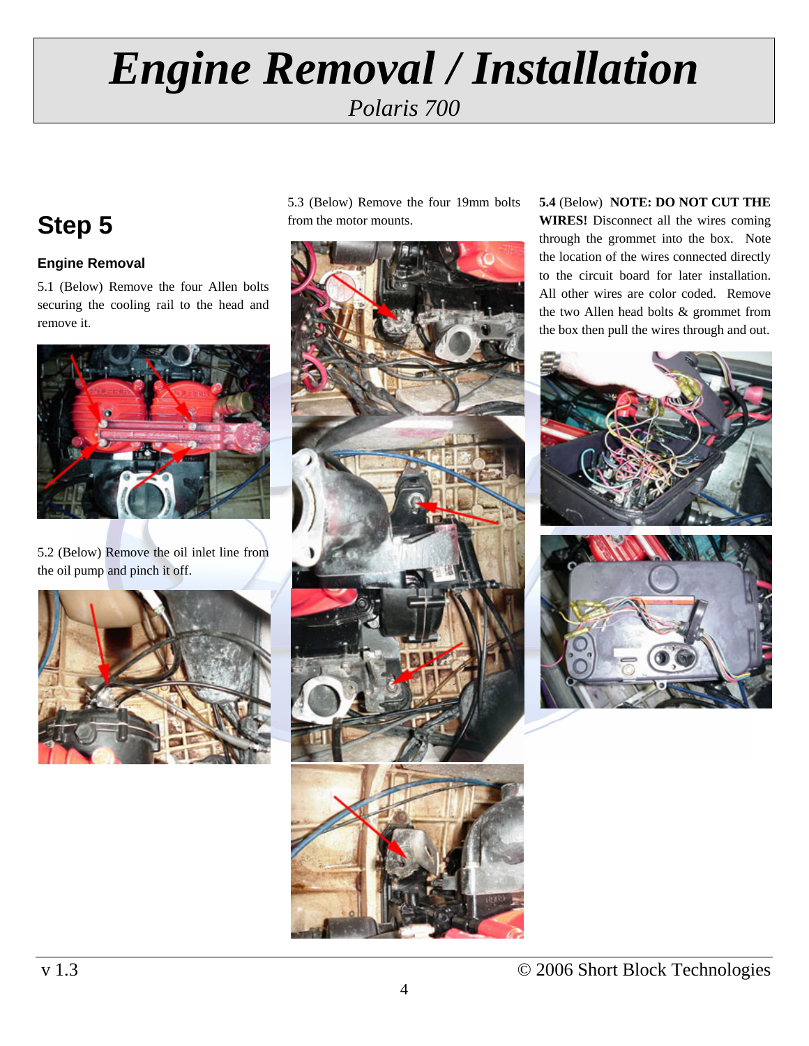# Engine Removal / Installation

*Polaris 700*

## Step 5

### Engine Removal

5.1 (Below) Remove the four Allen bolts securing the cooling rail to the head and remove it.

5.2 (Below) Remove the oil inlet line from the oil pump and pinch it off.

5.3 (Below) Remove the four 19mm bolts from the motor mounts.

**5.4** (Below) **NOTE: DO NOT CUT THE WIRES!** Disconnect all the wires coming through the grommet into the box. Note the location of the wires connected directly to the circuit board for later installation. All other wires are color coded. Remove the two Allen head bolts & grommet from the box then pull the wires through and out.

v 1.3 © 2006 Short Block Technologies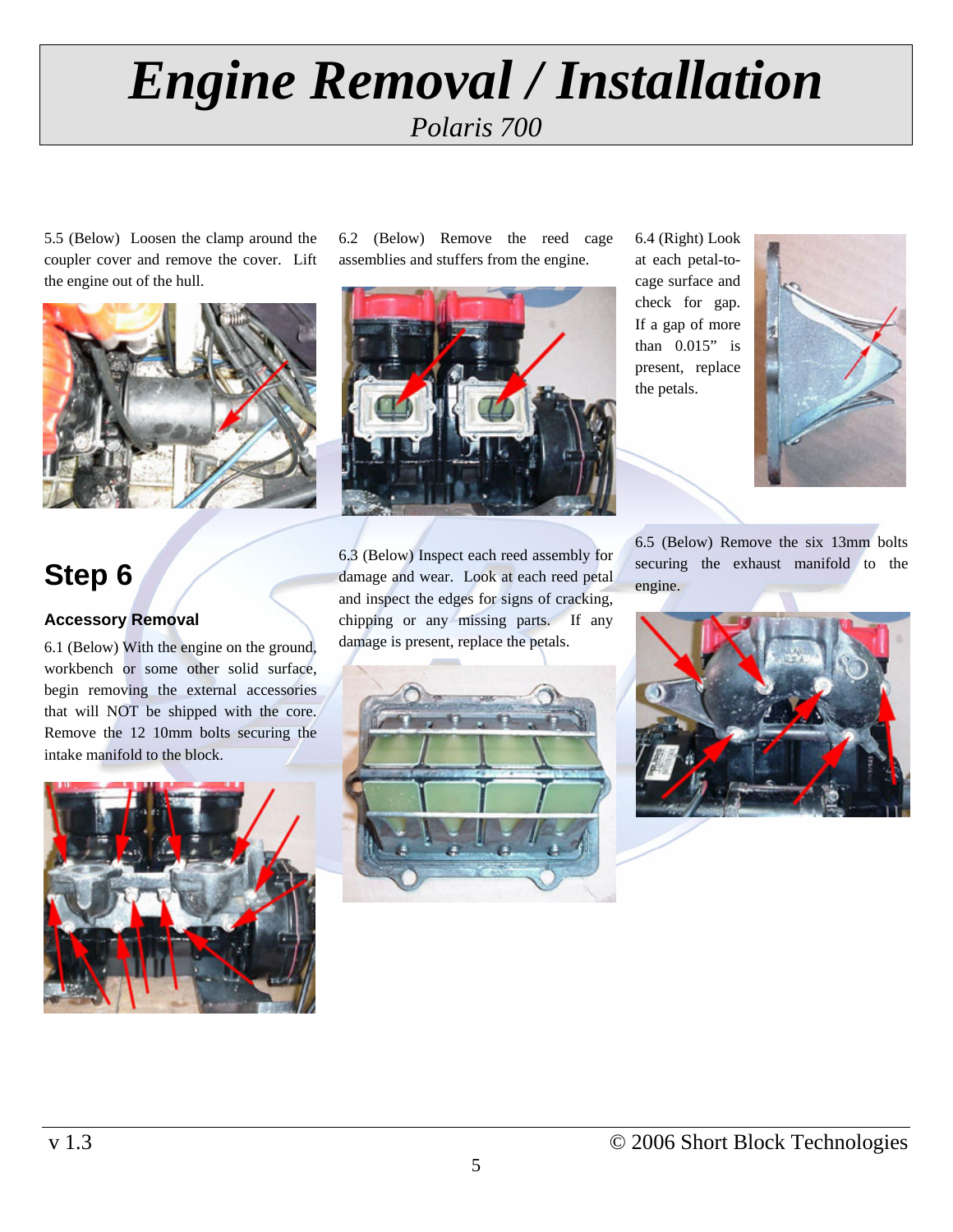5.5 (Below) Loosen the clamp around the coupler cover and remove the cover. Lift the engine out of the hull.

## Step 6

### Accessory Removal

6.1 (Below) With the engine on the ground, workbench or some other solid surface, begin removing the external accessories that will NOT be shipped with the core. Remove the 12 10mm bolts securing the intake manifold to the block.

6.2 (Below) Remove the reed cage assemblies and stuffers from the engine.

6.3 (Below) Inspect each reed assembly for damage and wear. Look at each reed petal and inspect the edges for signs of cracking, chipping or any missing parts. If any damage is present, replace the petals.

6.4 (Right) Look at each petal-to-cage surface and check for gap. If a gap of more than 0.015" is present, replace the petals.

6.5 (Below) Remove the six 13mm bolts securing the exhaust manifold to the engine.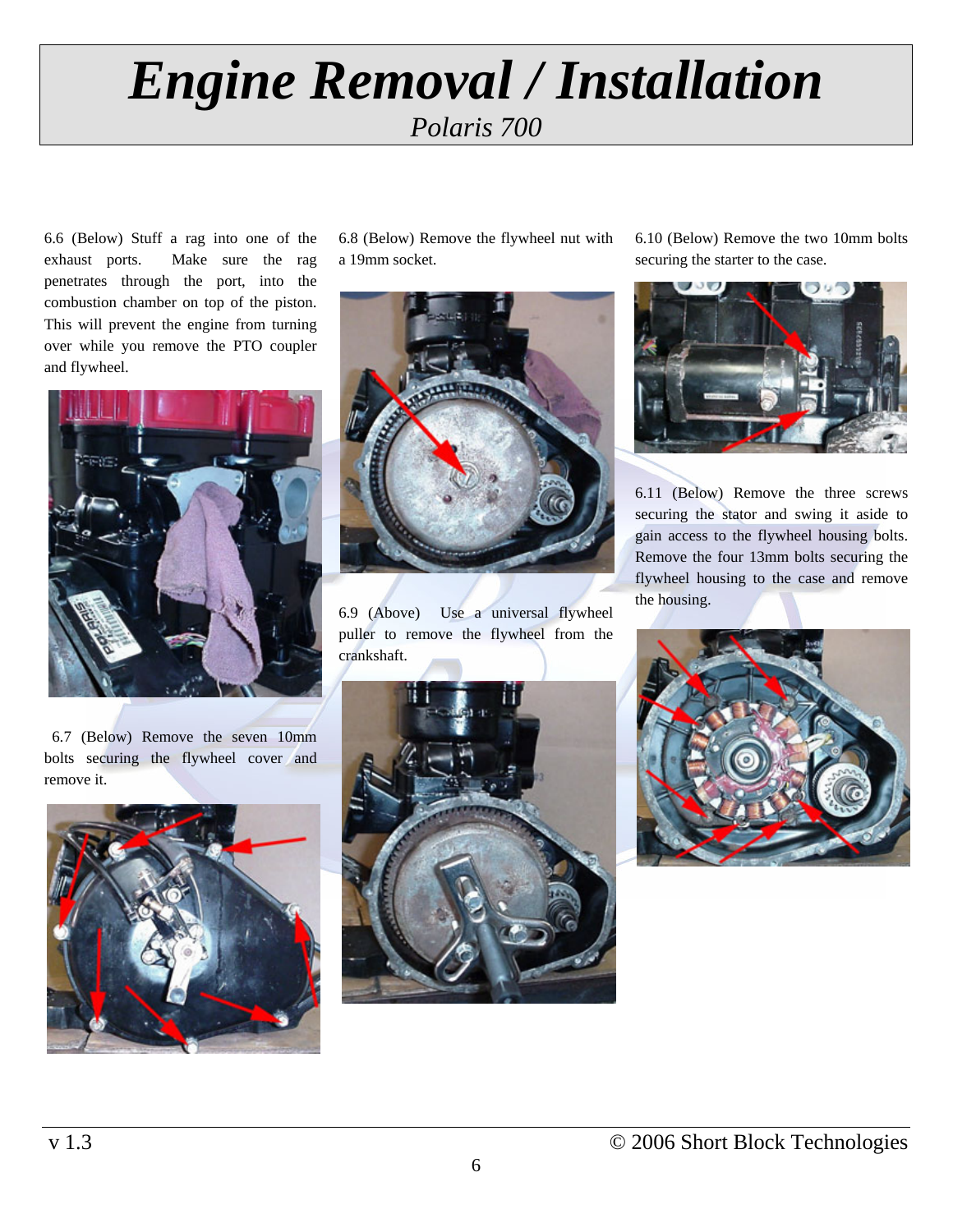# Engine Removal / Installation

*Polaris 700*

6.6 (Below) Stuff a rag into one of the exhaust ports. Make sure the rag penetrates through the port, into the combustion chamber on top of the piston. This will prevent the engine from turning over while you remove the PTO coupler and flywheel.

6.7 (Below) Remove the seven 10mm bolts securing the flywheel cover and remove it.

6.8 (Below) Remove the flywheel nut with a 19mm socket.

6.9 (Above) Use a universal flywheel puller to remove the flywheel from the crankshaft.

6.10 (Below) Remove the two 10mm bolts securing the starter to the case.

6.11 (Below) Remove the three screws securing the stator and swing it aside to gain access to the flywheel housing bolts. Remove the four 13mm bolts securing the flywheel housing to the case and remove the housing.

v 1.3 © 2006 Short Block Technologies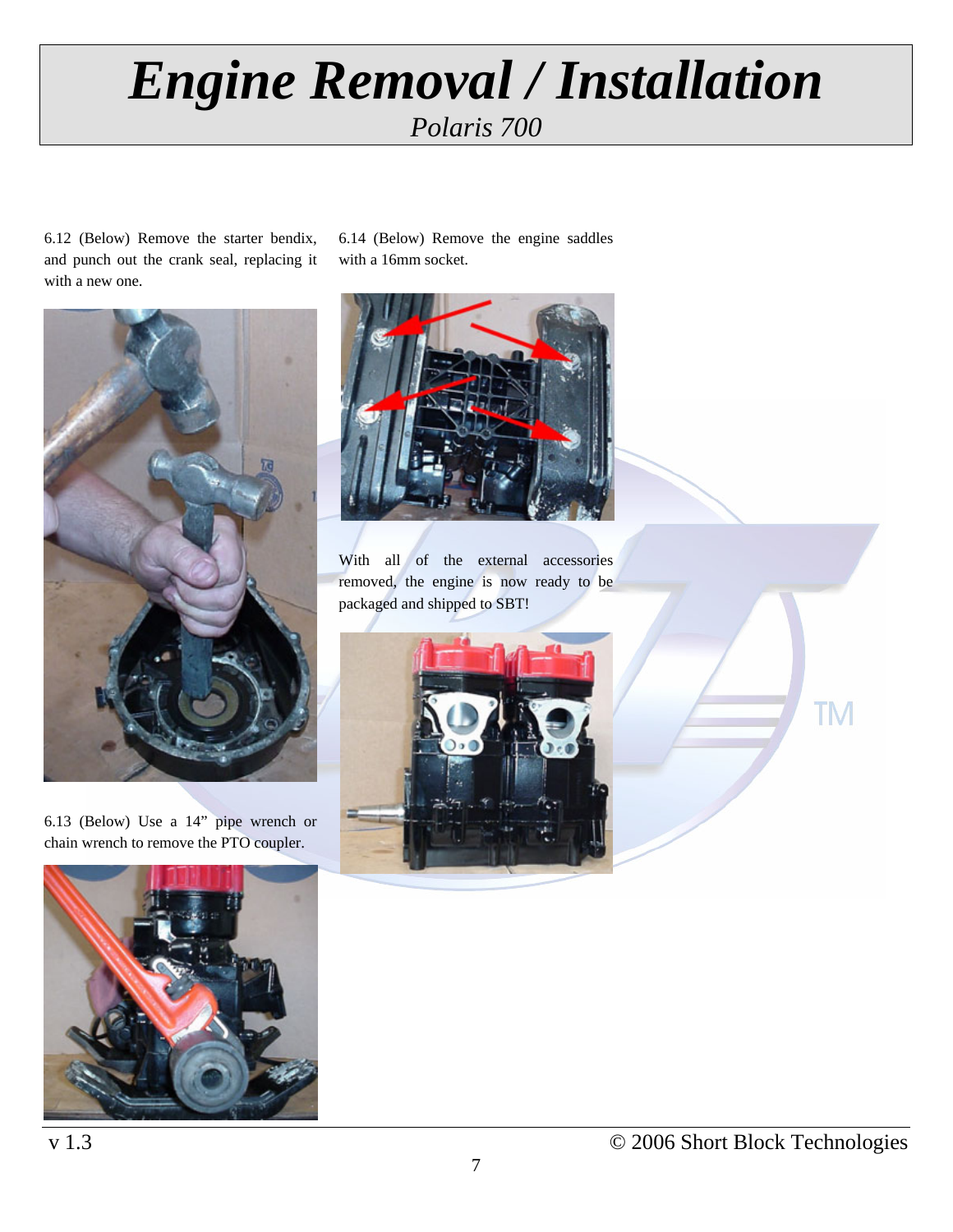# *Engine Removal / Installation*

*Polaris 700*

6.12 (Below) Remove the starter bendix, and punch out the crank seal, replacing it with a new one.

6.13 (Below) Use a 14” pipe wrench or chain wrench to remove the PTO coupler.

6.14 (Below) Remove the engine saddles with a 16mm socket.

With all of the external accessories removed, the engine is now ready to be packaged and shipped to SBT!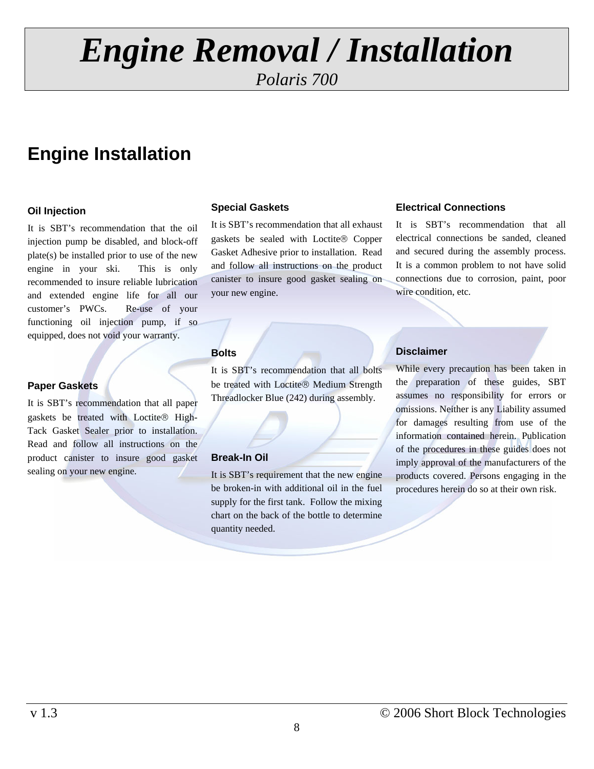# Engine Removal / Installation

*Polaris 700*

## Engine Installation

### Oil Injection

It is SBT's recommendation that the oil injection pump be disabled, and block-off plate(s) be installed prior to use of the new engine in your ski. This is only recommended to insure reliable lubrication and extended engine life for all our customer's PWCs. Re-use of your functioning oil injection pump, if so equipped, does not void your warranty.

### Paper Gaskets

It is SBT's recommendation that all paper gaskets be treated with Loctite® High-Tack Gasket Sealer prior to installation. Read and follow all instructions on the product canister to insure good gasket sealing on your new engine.

### Special Gaskets

It is SBT's recommendation that all exhaust gaskets be sealed with Loctite® Copper Gasket Adhesive prior to installation. Read and follow all instructions on the product canister to insure good gasket sealing on your new engine.

### Bolts

It is SBT's recommendation that all bolts be treated with Loctite® Medium Strength Threadlocker Blue (242) during assembly.

### Break-In Oil

It is SBT's requirement that the new engine be broken-in with additional oil in the fuel supply for the first tank. Follow the mixing chart on the back of the bottle to determine quantity needed.

### Electrical Connections

It is SBT's recommendation that all electrical connections be sanded, cleaned and secured during the assembly process. It is a common problem to not have solid connections due to corrosion, paint, poor wire condition, etc.

### Disclaimer

While every precaution has been taken in the preparation of these guides, SBT assumes no responsibility for errors or omissions. Neither is any Liability assumed for damages resulting from use of the information contained herein. Publication of the procedures in these guides does not imply approval of the manufacturers of the products covered. Persons engaging in the procedures herein do so at their own risk.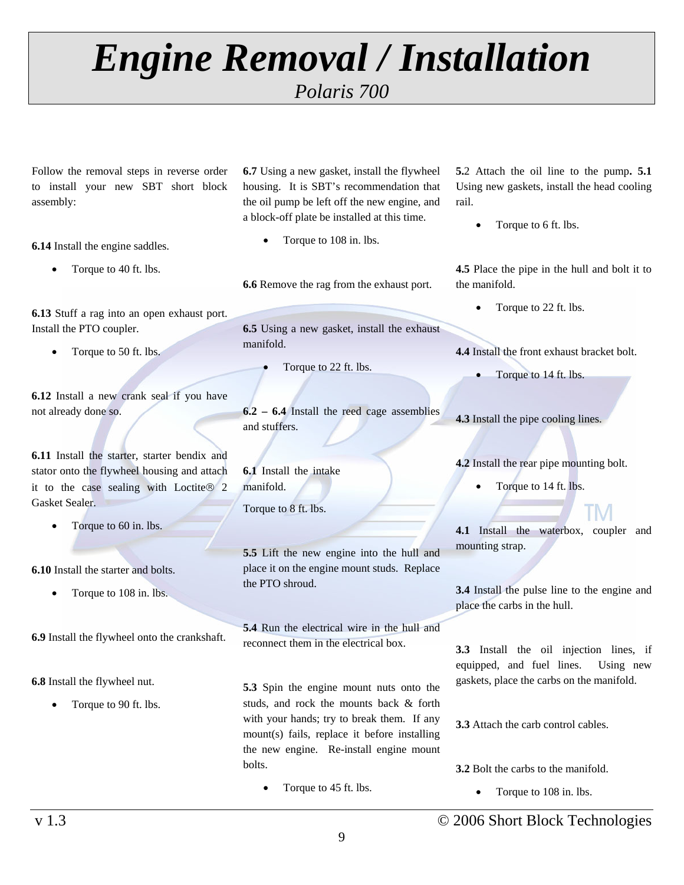# Engine Removal / Installation

*Polaris 700*

Follow the removal steps in reverse order to install your new SBT short block assembly:

**6.14** Install the engine saddles.

- Torque to 40 ft. lbs.

**6.13** Stuff a rag into an open exhaust port. Install the PTO coupler.

- Torque to 50 ft. lbs.

**6.12** Install a new crank seal if you have not already done so.

**6.11** Install the starter, starter bendix and stator onto the flywheel housing and attach it to the case sealing with Loctite® 2 Gasket Sealer.

- Torque to 60 in. lbs.

**6.10** Install the starter and bolts.

- Torque to 108 in. lbs.

**6.9** Install the flywheel onto the crankshaft.

**6.8** Install the flywheel nut.

- Torque to 90 ft. lbs.

**6.7** Using a new gasket, install the flywheel housing. It is SBT's recommendation that the oil pump be left off the new engine, and a block-off plate be installed at this time.

- Torque to 108 in. lbs.

**6.6** Remove the rag from the exhaust port.

**6.5** Using a new gasket, install the exhaust manifold.

- Torque to 22 ft. lbs.

**6.2 – 6.4** Install the reed cage assemblies and stuffers.

**6.1** Install the intake manifold.

Torque to 8 ft. lbs.

**5.5** Lift the new engine into the hull and place it on the engine mount studs. Replace the PTO shroud.

**5.4** Run the electrical wire in the hull and reconnect them in the electrical box.

**5.3** Spin the engine mount nuts onto the studs, and rock the mounts back & forth with your hands; try to break them. If any mount(s) fails, replace it before installing the new engine. Re-install engine mount bolts.

- Torque to 45 ft. lbs.

**5**.2 Attach the oil line to the pump**. 5.1** Using new gaskets, install the head cooling rail.

- Torque to 6 ft. lbs.

**4.5** Place the pipe in the hull and bolt it to the manifold.

- Torque to 22 ft. lbs.

**4.4** Install the front exhaust bracket bolt.

- Torque to 14 ft. lbs.

**4.3** Install the pipe cooling lines.

**4.2** Install the rear pipe mounting bolt.

- Torque to 14 ft. lbs.

**4.1** Install the waterbox, coupler and mounting strap.

**3.4** Install the pulse line to the engine and place the carbs in the hull.

**3.3** Install the oil injection lines, if equipped, and fuel lines. Using new gaskets, place the carbs on the manifold.

**3.3** Attach the carb control cables.

**3.2** Bolt the carbs to the manifold.

- Torque to 108 in. lbs.

v 1.3 © 2006 Short Block Technologies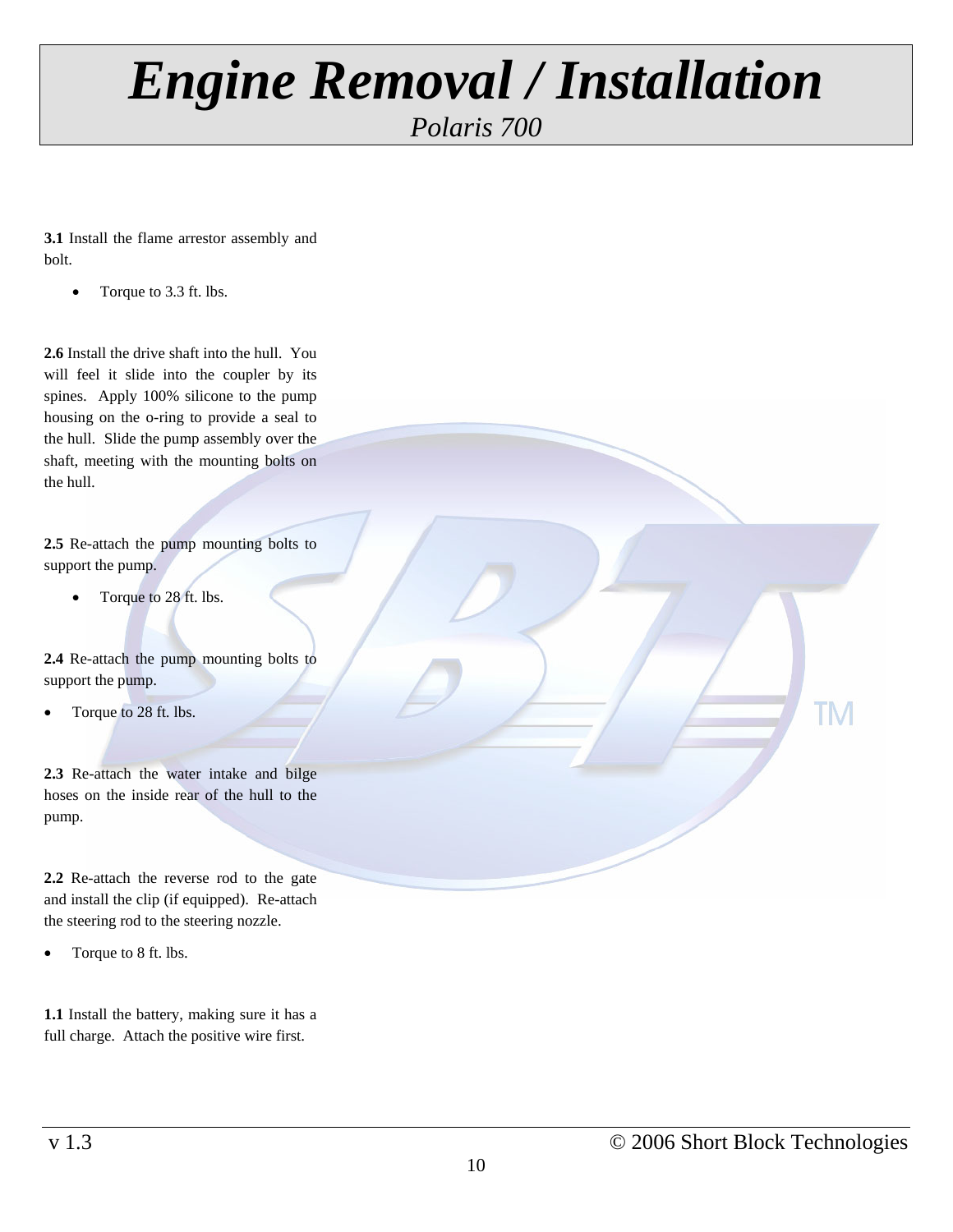# *Engine Removal / Installation*

*Polaris 700*

**3.1** Install the flame arrestor assembly and bolt.

- Torque to 3.3 ft. lbs.

**2.6** Install the drive shaft into the hull. You will feel it slide into the coupler by its spines. Apply 100% silicone to the pump housing on the o-ring to provide a seal to the hull. Slide the pump assembly over the shaft, meeting with the mounting bolts on the hull.

**2.5** Re-attach the pump mounting bolts to support the pump.

- Torque to 28 ft. lbs.

**2.4** Re-attach the pump mounting bolts to support the pump.

- Torque to 28 ft. lbs.

**2.3** Re-attach the water intake and bilge hoses on the inside rear of the hull to the pump.

**2.2** Re-attach the reverse rod to the gate and install the clip (if equipped). Re-attach the steering rod to the steering nozzle.

- Torque to 8 ft. lbs.

**1.1** Install the battery, making sure it has a full charge. Attach the positive wire first.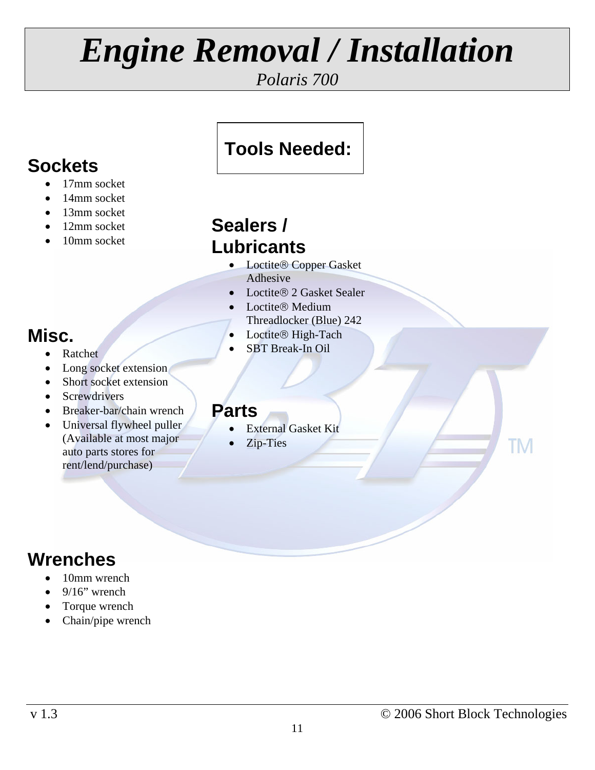# *Engine Removal / Installation*

*Polaris 700*

## Tools Needed:

### Sockets

- 17mm socket
- 14mm socket
- 13mm socket
- 12mm socket
- 10mm socket

### Sealers / Lubricants

- Loctite® Copper Gasket Adhesive
- Loctite® 2 Gasket Sealer
- Loctite® Medium Threadlocker (Blue) 242
- Loctite® High-Tach
- SBT Break-In Oil

### Misc.

- Ratchet
- Long socket extension
- Short socket extension
- Screwdrivers
- Breaker-bar/chain wrench
- Universal flywheel puller (Available at most major auto parts stores for rent/lend/purchase)

### Parts

- External Gasket Kit
- Zip-Ties

### Wrenches

- 10mm wrench
- 9/16" wrench
- Torque wrench
- Chain/pipe wrench

v 1.3 © 2006 Short Block Technologies